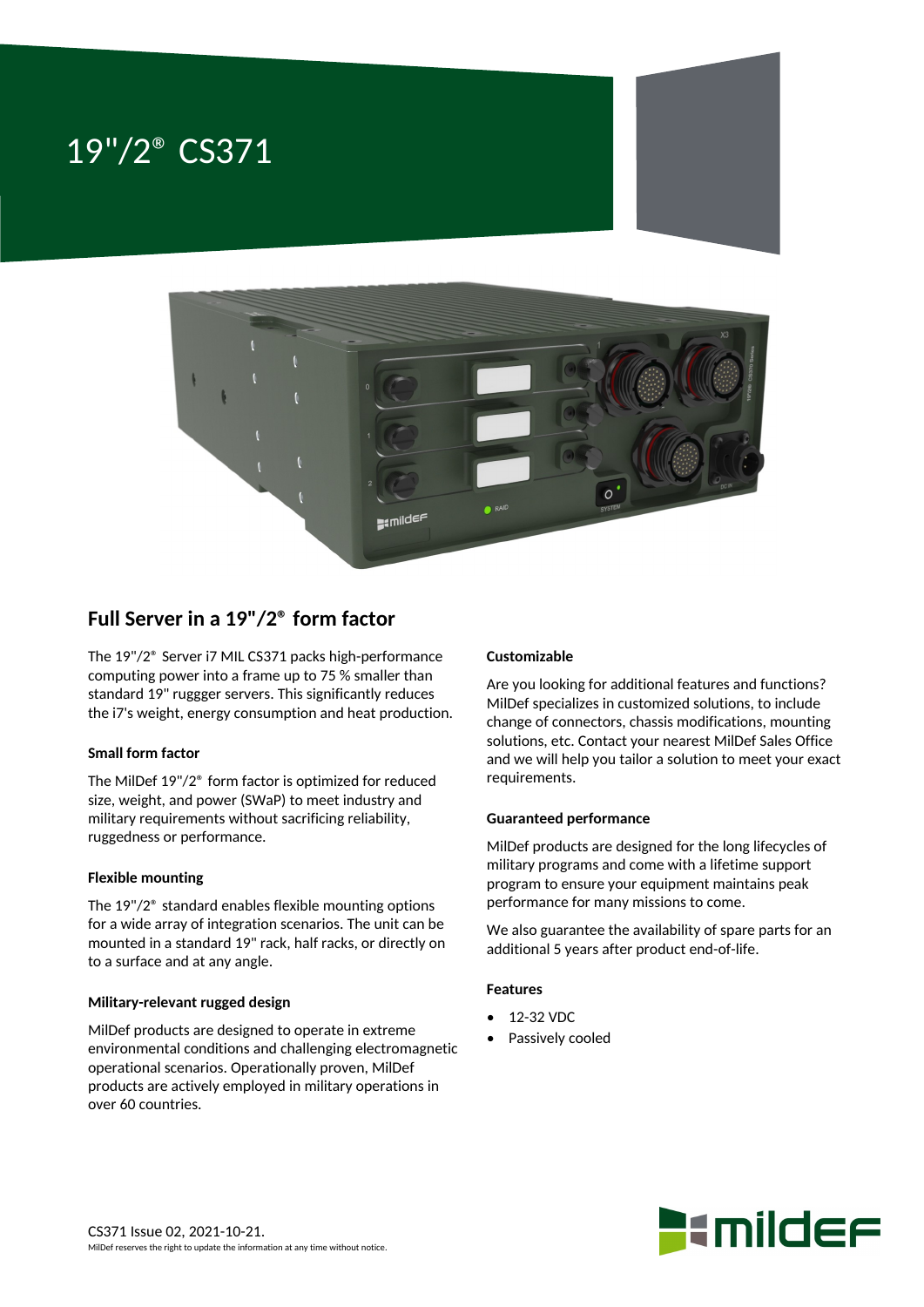# 19"/2® CS371

## Full Server in a 19"/2® form factor

The 19"/2® Server i7 MIL CS371 packs high-performance computing power into a frame up to 75 % smaller than standard 19" ruggger servers. This significantly reduces the i7's weight, energy consumption and heat production.

### Small form factor

The MilDef 19"/2® form factor is optimized for reduced size, weight, and power (SWaP) to meet industry and military requirements without sacrificing reliability, ruggedness or performance.

### Flexible mounting

The 19"/2® standard enables flexible mounting options for a wide array of integration scenarios. The unit can be mounted in a standard 19" rack, half racks, or directly on to a surface and at any angle.

### Military-relevant rugged design

MilDef products are designed to operate in extreme environmental conditions and challenging electromagnetic operational scenarios. Operationally proven, MilDef products are actively employed in military operations in over 60 countries.

### Customizable

Are you looking for additional features and functions? MilDef specializes in customized solutions, to include change of connectors, chassis modifications, mounting solutions, etc. Contact your nearest MilDef Sales Office and we will help you tailor a solution to meet your exact requirements.

### Guaranteed performance

MilDef products are designed for the long lifecycles of military programs and come with a lifetime support program to ensure your equipment maintains peak performance for many missions to come.

We also guarantee the availability of spare parts for an additional 5 years after product end-of-life.

### Features

- 12-32 VDC
- Passively cooled

CS371 Issue 02, 2021-10-21.

MilDef reserves the right to update the information at any time without notice.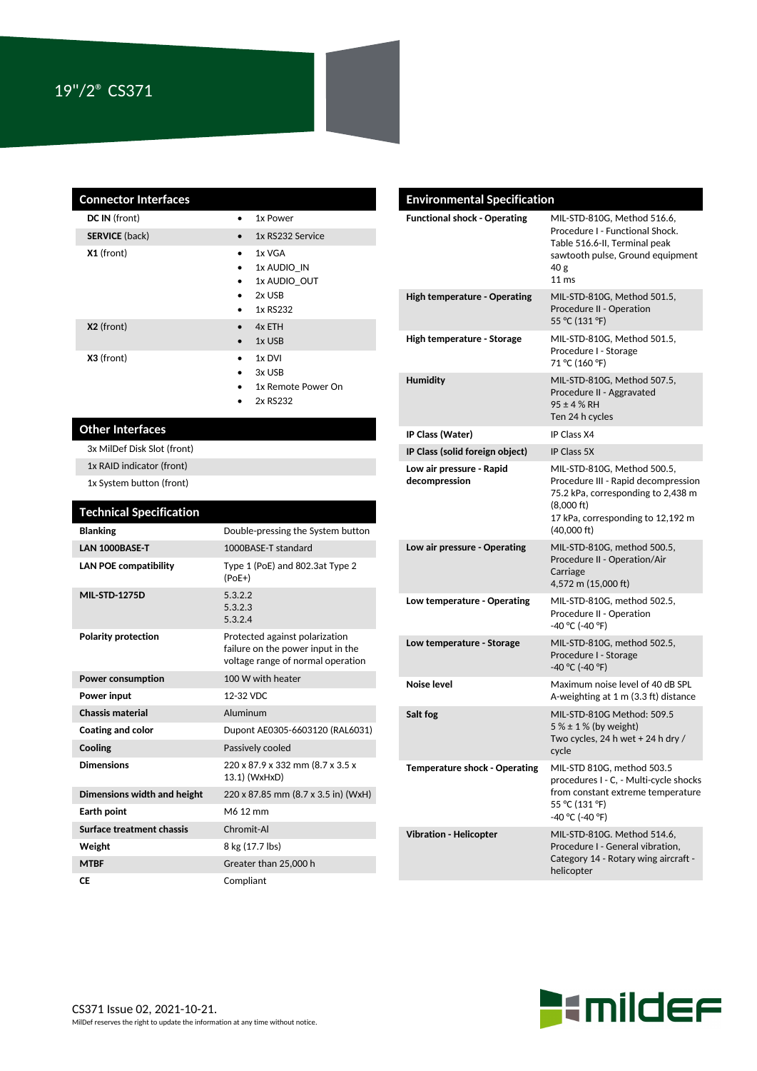# 19"/2® CS371

## Connector Interfaces

| | |
|---|---|
| **DC IN** (front) | • 1x Power |
| **SERVICE** (back) | • 1x RS232 Service |
| **X1** (front) | • 1x VGA<br>• 1x AUDIO_IN<br>• 1x AUDIO_OUT<br>• 2x USB<br>• 1x RS232 |
| **X2** (front) | • 4x ETH<br>• 1x USB |
| **X3** (front) | • 1x DVI<br>• 3x USB<br>• 1x Remote Power On<br>• 2x RS232 |

## Other Interfaces

- 3x MilDef Disk Slot (front)
- 1x RAID indicator (front)
- 1x System button (front)

## Techical Specification

| | |
|---|---|
| **Blanking** | Double-pressing the System button |
| **LAN 1000BASE-T** | 1000BASE-T standard |
| **LAN POE compatibility** | Type 1 (PoE) and 802.3at Type 2 (PoE+) |
| **MIL-STD-1275D** | 5.3.2.2<br>5.3.2.3<br>5.3.2.4 |
| **Polarity protection** | Protected against polarization failure on the power input in the voltage range of normal operation |
| **Power consumption** | 100 W with heater |
| **Power input** | 12-32 VDC |
| **Chassis material** | Aluminum |
| **Coating and color** | Dupont AE0305-6603120 (RAL6031) |
| **Cooling** | Passively cooled |
| **Dimensions** | 220 x 87.9 x 332 mm (8.7 x 3.5 x 13.1) (WxHxD) |
| **Dimensions width and height** | 220 x 87.85 mm (8.7 x 3.5 in) (WxH) |
| **Earth point** | M6 12 mm |
| **Surface treatment chassis** | Chromit-Al |
| **Weight** | 8 kg (17.7 lbs) |
| **MTBF** | Greater than 25,000 h |
| **CE** | Compliant |

## Environmental Specification

| | |
|---|---|
| **Functional shock - Operating** | MIL-STD-810G, Method 516.6, Procedure I - Functional Shock. Table 516.6-II, Terminal peak sawtooth pulse, Ground equipment<br>40 g<br>11 ms |
| **High temperature - Operating** | MIL-STD-810G, Method 501.5, Procedure II - Operation<br>55 °C (131 °F) |
| **High temperature - Storage** | MIL-STD-810G, Method 501.5, Procedure I - Storage<br>71 °C (160 °F) |
| **Humidity** | MIL-STD-810G, Method 507.5, Procedure II - Aggravated<br>95 ± 4 % RH<br>Ten 24 h cycles |
| **IP Class (Water)** | IP Class X4 |
| **IP Class (solid foreign object)** | IP Class 5X |
| **Low air pressure - Rapid decompression** | MIL-STD-810G, Method 500.5, Procedure III - Rapid decompression<br>75.2 kPa, corresponding to 2,438 m (8,000 ft)<br>17 kPa, corresponding to 12,192 m (40,000 ft) |
| **Low air pressure - Operating** | MIL-STD-810G, method 500.5, Procedure II - Operation/Air Carriage<br>4,572 m (15,000 ft) |
| **Low temperature - Operating** | MIL-STD-810G, method 502.5, Procedure II - Operation<br>-40 °C (-40 °F) |
| **Low temperature - Storage** | MIL-STD-810G, method 502.5, Procedure I - Storage<br>-40 °C (-40 °F) |
| **Noise level** | Maximum noise level of 40 dB SPL A-weighting at 1 m (3.3 ft) distance |
| **Salt fog** | MIL-STD-810G Method: 509.5<br>5 % ± 1 % (by weight)<br>Two cycles, 24 h wet + 24 h dry / cycle |
| **Temperature shock - Operating** | MIL-STD 810G, method 503.5 procedures I - C, - Multi-cycle shocks from constant extreme temperature<br>55 °C (131 °F)<br>-40 °C (-40 °F) |
| **Vibration - Helicopter** | MIL-STD-810G. Method 514.6, Procedure I - General vibration, Category 14 - Rotary wing aircraft - helicopter |

CS371 Issue 02, 2021-10-21.

MilDef reserves the right to update the information at any time without notice.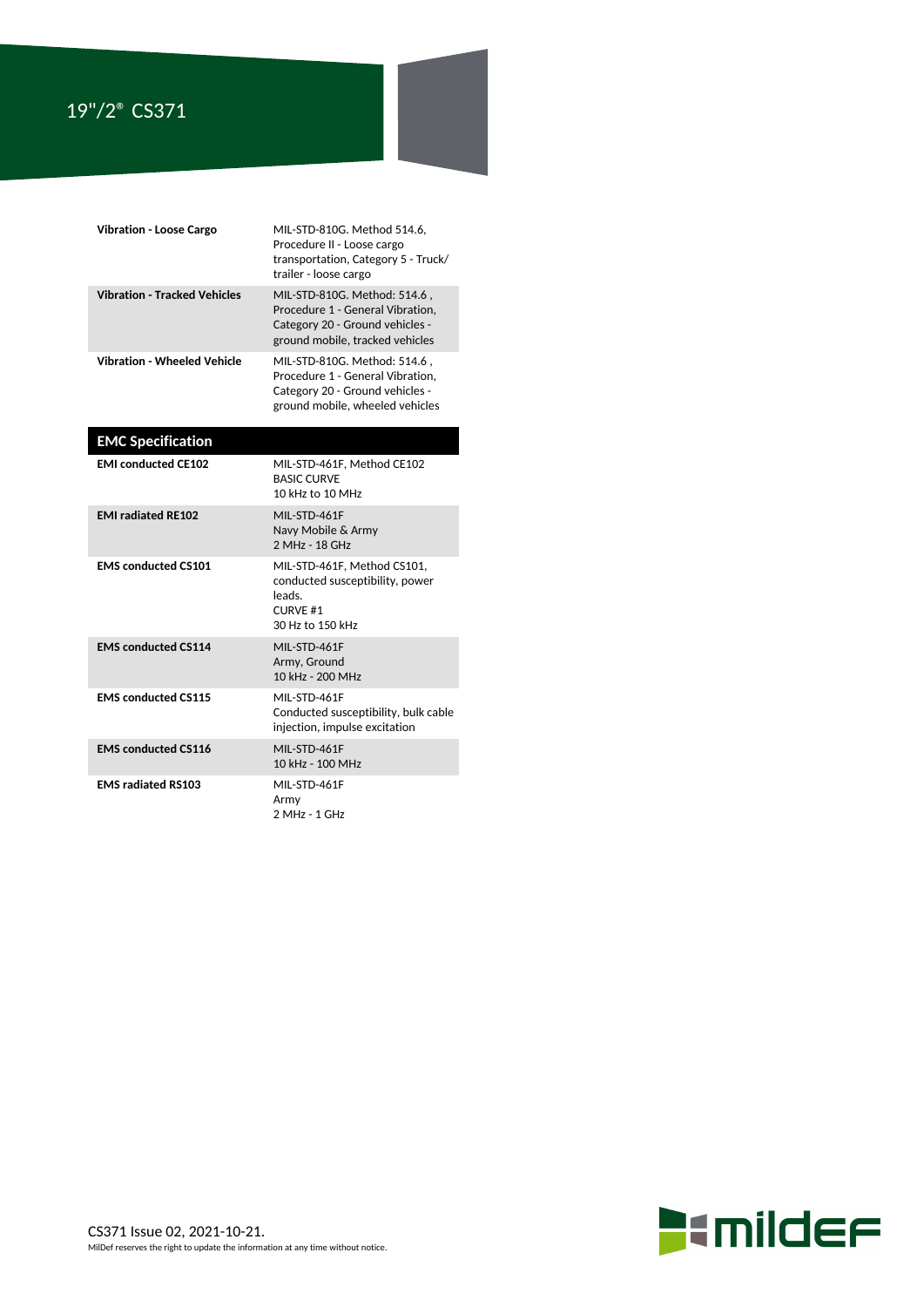# 19"/2® CS371

| | |
|---|---|
| **Vibration - Loose Cargo** | MIL-STD-810G. Method 514.6, Procedure II - Loose cargo transportation, Category 5 - Truck/ trailer - loose cargo |
| **Vibration - Tracked Vehicles** | MIL-STD-810G. Method: 514.6 , Procedure 1 - General Vibration, Category 20 - Ground vehicles - ground mobile, tracked vehicles |
| **Vibration - Wheeled Vehicle** | MIL-STD-810G. Method: 514.6 , Procedure 1 - General Vibration, Category 20 - Ground vehicles - ground mobile, wheeled vehicles |

## EMC Specification

| | |
|---|---|
| **EMI conducted CE102** | MIL-STD-461F, Method CE102<br>BASIC CURVE<br>10 kHz to 10 MHz |
| **EMI radiated RE102** | MIL-STD-461F<br>Navy Mobile & Army<br>2 MHz - 18 GHz |
| **EMS conducted CS101** | MIL-STD-461F, Method CS101, conducted susceptibility, power leads.<br>CURVE #1<br>30 Hz to 150 kHz |
| **EMS conducted CS114** | MIL-STD-461F<br>Army, Ground<br>10 kHz - 200 MHz |
| **EMS conducted CS115** | MIL-STD-461F<br>Conducted susceptibility, bulk cable injection, impulse excitation |
| **EMS conducted CS116** | MIL-STD-461F<br>10 kHz - 100 MHz |
| **EMS radiated RS103** | MIL-STD-461F<br>Army<br>2 MHz - 1 GHz |

CS371 Issue 02, 2021-10-21.

MilDef reserves the right to update the information at any time without notice.